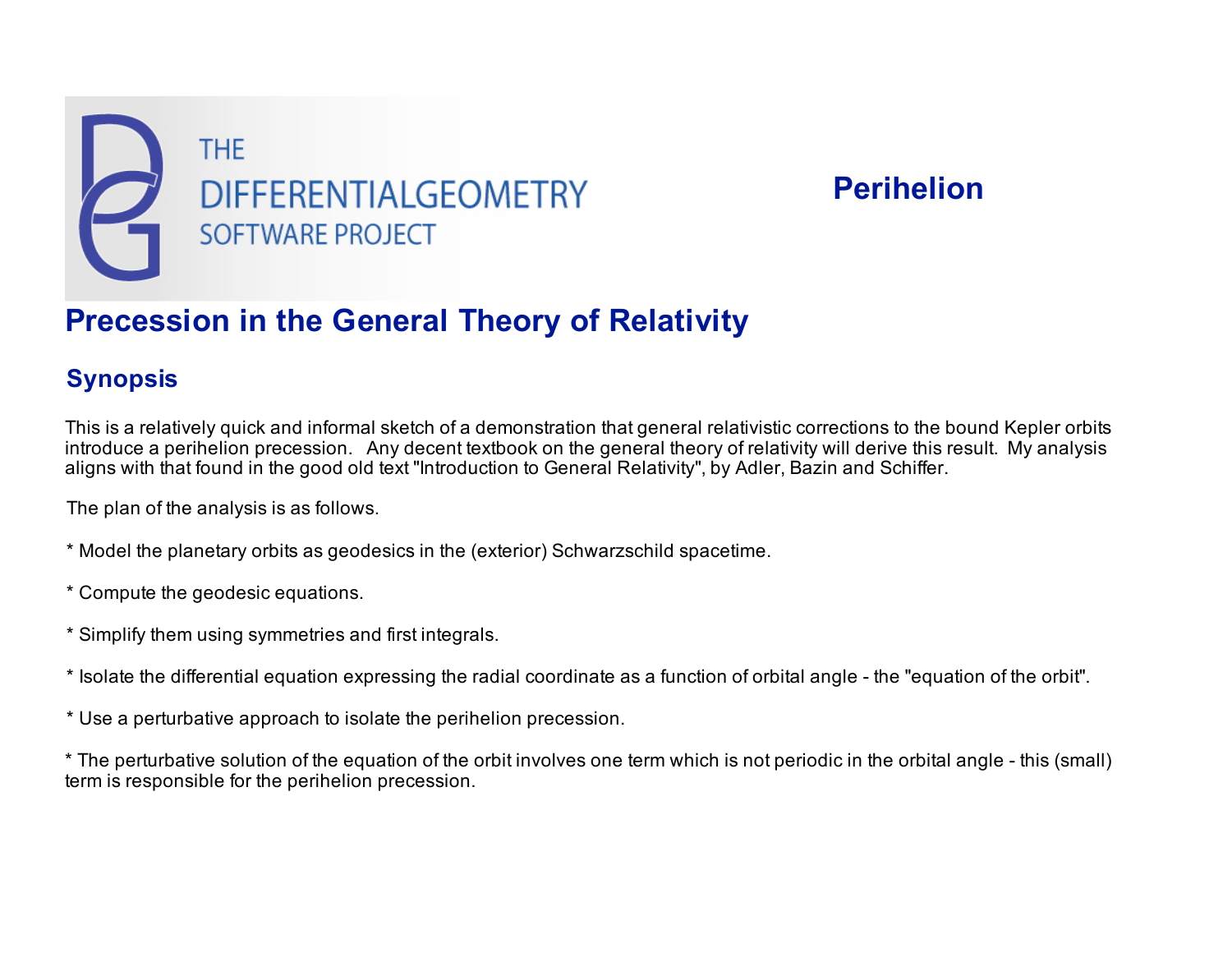# THE DIFFERENTIALGEOMETRY SOFTWARE PROJECT

**Perihelion**

## Precession in the General Theory of Relativity

### Synopsis

This is a relatively quick and informal sketch of a demonstration that general relativistic corrections to the bound Kepler orbits introduce a perihelion precession. Any decent textbook on the general theory of relativity will derive this result. My analysis aligns with that found in the good old text "Introduction to General Relativity", by Adler, Bazin and Schiffer.

The plan of the analysis is as follows.

* Model the planetary orbits as geodesics in the (exterior) Schwarzschild spacetime.

* Compute the geodesic equations.

* Simplify them using symmetries and first integrals.

* Isolate the differential equation expressing the radial coordinate as a function of orbital angle - the "equation of the orbit".

* Use a perturbative approach to isolate the perihelion precession.

* The perturbative solution of the equation of the orbit involves one term which is not periodic in the orbital angle - this (small) term is responsible for the perihelion precession.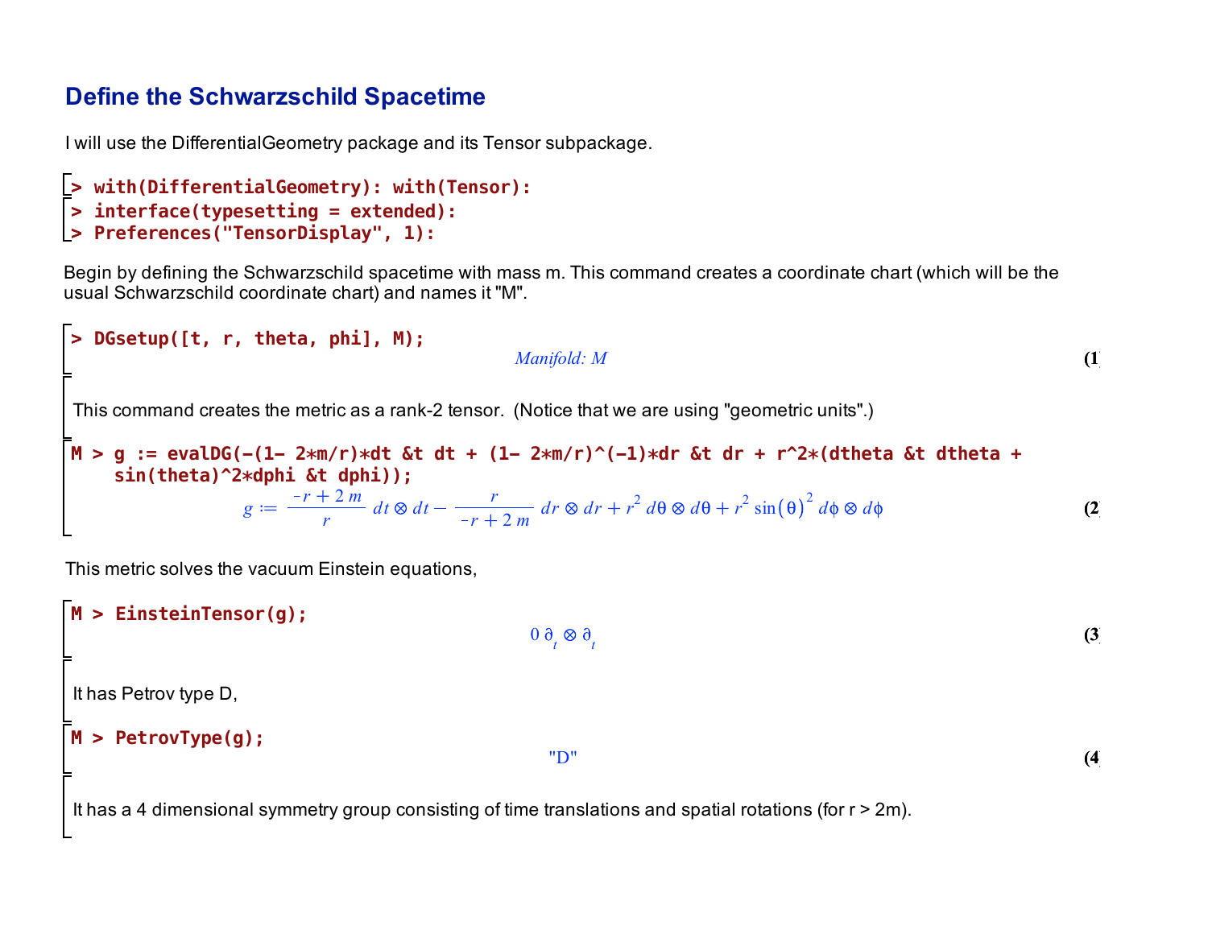## Define the Schwarzschild Spacetime

I will use the DifferentialGeometry package and its Tensor subpackage.

```
> with(DifferentialGeometry): with(Tensor):
> interface(typesetting = extended):
> Preferences("TensorDisplay", 1):
```

Begin by defining the Schwarzschild spacetime with mass m. This command creates a coordinate chart (which will be the usual Schwarzschild coordinate chart) and names it "M".

```
> DGsetup([t, r, theta, phi], M);
```

$$\textit{Manifold: M} \tag{1}$$

This command creates the metric as a rank-2 tensor. (Notice that we are using "geometric units".)

```
M > g := evalDG(-(1- 2*m/r)*dt &t dt + (1- 2*m/r)^(-1)*dr &t dr + r^2*(dtheta &t dtheta +
    sin(theta)^2*dphi &t dphi));
```

$$g := \frac{-r+2\,m}{r}\,dt \otimes dt - \frac{r}{-r+2\,m}\,dr \otimes dr + r^2\,d\theta \otimes d\theta + r^2 \sin(\theta)^2\,d\phi \otimes d\phi \tag{2}$$

This metric solves the vacuum Einstein equations,

```
M > EinsteinTensor(g);
```

$$0\,\partial_t \otimes \partial_t \tag{3}$$

It has Petrov type D,

```
M > PetrovType(g);
```

$$\text{"D"} \tag{4}$$

It has a 4 dimensional symmetry group consisting of time translations and spatial rotations (for r > 2m).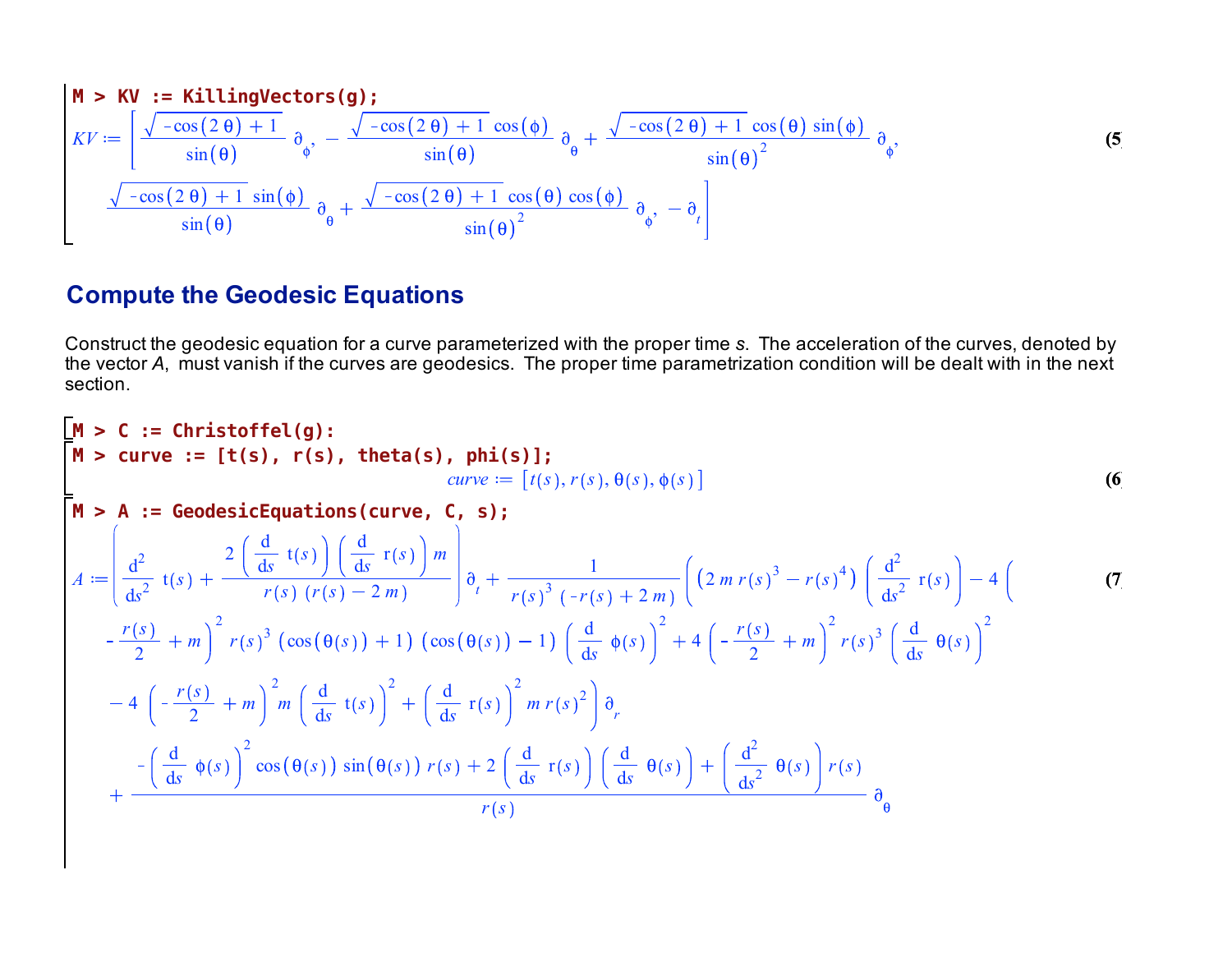```
M > KV := KillingVectors(g);
```

$$KV := \left[ \frac{\sqrt{-\cos(2\,\theta)+1}}{\sin(\theta)}\,\partial_\phi,\ -\frac{\sqrt{-\cos(2\,\theta)+1}\,\cos(\phi)}{\sin(\theta)}\,\partial_\theta + \frac{\sqrt{-\cos(2\,\theta)+1}\,\cos(\theta)\,\sin(\phi)}{\sin(\theta)^2}\,\partial_\phi,\right.$$
$$\left. \frac{\sqrt{-\cos(2\,\theta)+1}\,\sin(\phi)}{\sin(\theta)}\,\partial_\theta + \frac{\sqrt{-\cos(2\,\theta)+1}\,\cos(\theta)\,\cos(\phi)}{\sin(\theta)^2}\,\partial_\phi,\ -\partial_t \right] \tag{5}$$

## Compute the Geodesic Equations

Construct the geodesic equation for a curve parameterized with the proper time $s$. The acceleration of the curves, denoted by the vector $A$, must vanish if the curves are geodesics. The proper time parametrization condition will be dealt with in the next section.

```
M > C := Christoffel(g):
M > curve := [t(s), r(s), theta(s), phi(s)];
```

$$curve := [t(s), r(s), \theta(s), \phi(s)] \tag{6}$$

```
M > A := GeodesicEquations(curve, C, s);
```

$$A := \left( \frac{d^2}{ds^2}\,t(s) + \frac{2\left(\frac{d}{ds}\,t(s)\right)\left(\frac{d}{ds}\,r(s)\right)m}{r(s)\,(r(s)-2\,m)} \right)\partial_t + \frac{1}{r(s)^3\,(-r(s)+2\,m)}\left( \left(2\,m\,r(s)^3 - r(s)^4\right)\left(\frac{d^2}{ds^2}\,r(s)\right) - 4\left(\right.\right.$$
$$-\frac{r(s)}{2}+m\Big)^2 r(s)^3\,(\cos(\theta(s))+1)\,(\cos(\theta(s))-1)\left(\frac{d}{ds}\,\phi(s)\right)^2 + 4\left(-\frac{r(s)}{2}+m\right)^2 r(s)^3\left(\frac{d}{ds}\,\theta(s)\right)^2$$
$$\left. - 4\left(-\frac{r(s)}{2}+m\right)^2 m\left(\frac{d}{ds}\,t(s)\right)^2 + \left(\frac{d}{ds}\,r(s)\right)^2 m\,r(s)^2 \right)\partial_r$$
$$+ \frac{-\left(\frac{d}{ds}\,\phi(s)\right)^2\cos(\theta(s))\,\sin(\theta(s))\,r(s) + 2\left(\frac{d}{ds}\,r(s)\right)\left(\frac{d}{ds}\,\theta(s)\right) + \left(\frac{d^2}{ds^2}\,\theta(s)\right)r(s)}{r(s)}\,\partial_\theta \tag{7}$$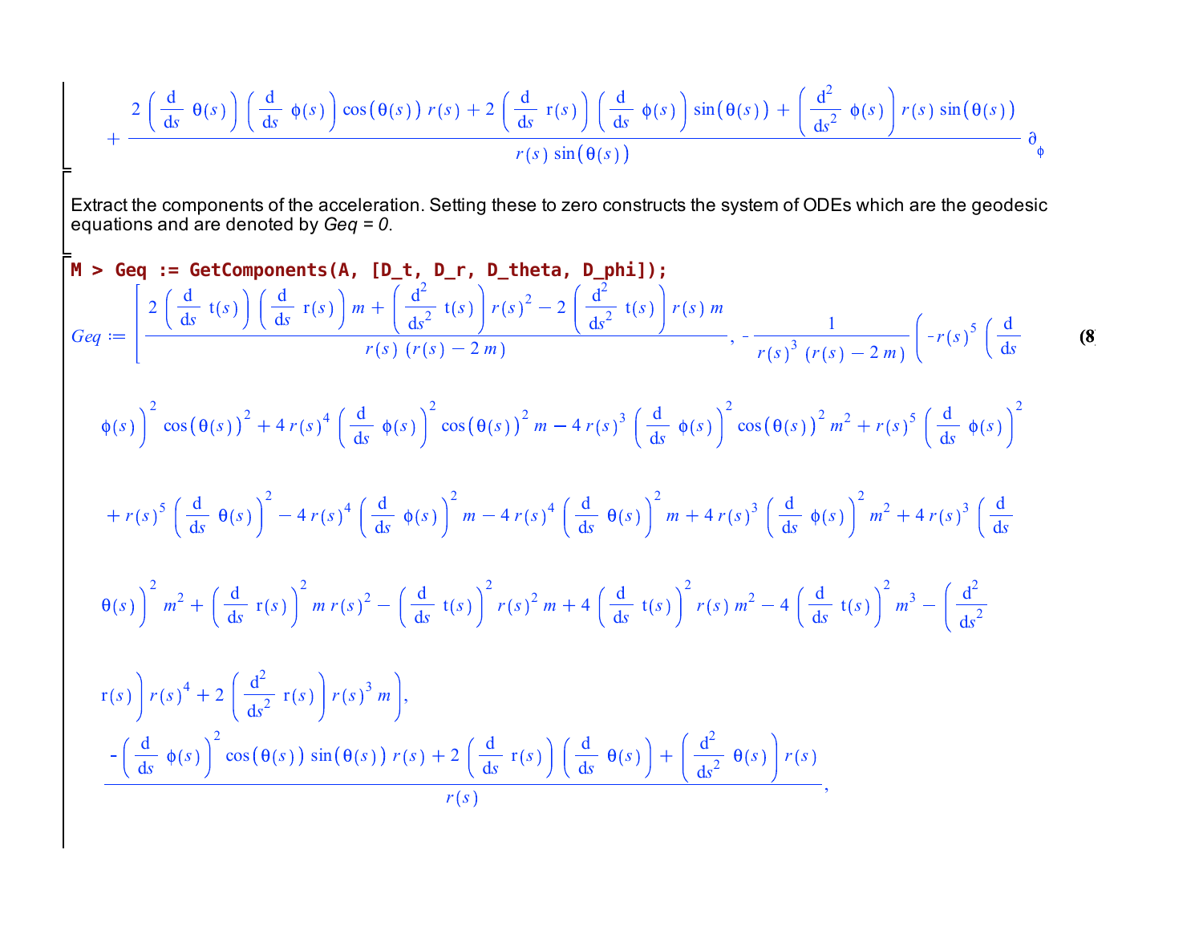$$+ \frac{2 \left(\frac{d}{ds}\theta(s)\right)\left(\frac{d}{ds}\phi(s)\right)\cos(\theta(s))\, r(s) + 2\left(\frac{d}{ds} r(s)\right)\left(\frac{d}{ds}\phi(s)\right)\sin(\theta(s)) + \left(\frac{d^2}{ds^2}\phi(s)\right) r(s)\sin(\theta(s))}{r(s)\sin(\theta(s))}\,\partial_\phi$$

Extract the components of the acceleration. Setting these to zero constructs the system of ODEs which are the geodesic equations and are denoted by *Geq = 0*.

```
M > Geq := GetComponents(A, [D_t, D_r, D_theta, D_phi]);
```

$$Geq := \left[ \frac{2\left(\frac{d}{ds}t(s)\right)\left(\frac{d}{ds}r(s)\right)m + \left(\frac{d^2}{ds^2}t(s)\right)r(s)^2 - 2\left(\frac{d^2}{ds^2}t(s)\right)r(s)\,m}{r(s)\,(r(s)-2m)}, -\frac{1}{r(s)^3\,(r(s)-2m)}\Bigg( -r(s)^5\left(\frac{d}{ds}\phi(s)\right)^2\cos(\theta(s))^2 + 4r(s)^4\left(\frac{d}{ds}\phi(s)\right)^2\cos(\theta(s))^2 m - 4r(s)^3\left(\frac{d}{ds}\phi(s)\right)^2\cos(\theta(s))^2 m^2 + r(s)^5\left(\frac{d}{ds}\phi(s)\right)^2 + r(s)^5\left(\frac{d}{ds}\theta(s)\right)^2 - 4r(s)^4\left(\frac{d}{ds}\phi(s)\right)^2 m - 4r(s)^4\left(\frac{d}{ds}\theta(s)\right)^2 m + 4r(s)^3\left(\frac{d}{ds}\phi(s)\right)^2 m^2 + 4r(s)^3\left(\frac{d}{ds}\theta(s)\right)^2 m^2 + \left(\frac{d}{ds}r(s)\right)^2 m\, r(s)^2 - \left(\frac{d}{ds}t(s)\right)^2 r(s)^2 m + 4\left(\frac{d}{ds}t(s)\right)^2 r(s)\,m^2 - 4\left(\frac{d}{ds}t(s)\right)^2 m^3 - \left(\frac{d^2}{ds^2}r(s)\right)r(s)^4 + 2\left(\frac{d^2}{ds^2}r(s)\right)r(s)^3 m\Bigg),$$

$$\frac{-\left(\frac{d}{ds}\phi(s)\right)^2\cos(\theta(s))\sin(\theta(s))\,r(s) + 2\left(\frac{d}{ds}r(s)\right)\left(\frac{d}{ds}\theta(s)\right) + \left(\frac{d^2}{ds^2}\theta(s)\right)r(s)}{r(s)}, \qquad (8)$$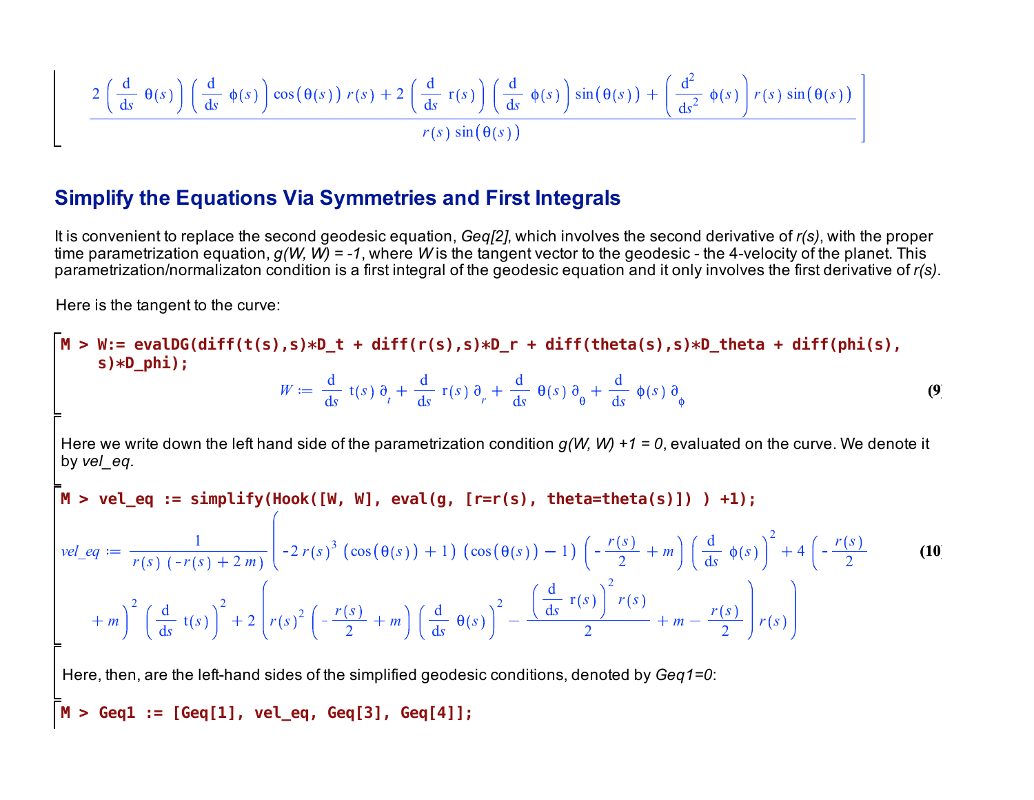$$\frac{2\left(\frac{d}{ds}\theta(s)\right)\left(\frac{d}{ds}\phi(s)\right)\cos(\theta(s))\, r(s) + 2\left(\frac{d}{ds}r(s)\right)\left(\frac{d}{ds}\phi(s)\right)\sin(\theta(s)) + \left(\frac{d^2}{ds^2}\phi(s)\right) r(s)\sin(\theta(s))}{r(s)\sin(\theta(s))}\Bigg]$$

## Simplify the Equations Via Symmetries and First Integrals

It is convenient to replace the second geodesic equation, *Geq[2]*, which involves the second derivative of *r(s)*, with the proper time parametrization equation, *g(W, W) = -1*, where *W* is the tangent vector to the geodesic - the 4-velocity of the planet. This parametrization/normalizaton condition is a first integral of the geodesic equation and it only involves the first derivative of *r(s)*.

Here is the tangent to the curve:

```
M > W:= evalDG(diff(t(s),s)*D_t + diff(r(s),s)*D_r + diff(theta(s),s)*D_theta + diff(phi(s),
    s)*D_phi);
```

$$W := \frac{d}{ds}t(s)\,\partial_t + \frac{d}{ds}r(s)\,\partial_r + \frac{d}{ds}\theta(s)\,\partial_\theta + \frac{d}{ds}\phi(s)\,\partial_\phi \tag{9}$$

Here we write down the left hand side of the parametrization condition *g(W, W) +1 = 0*, evaluated on the curve. We denote it by *vel_eq.*

```
M > vel_eq := simplify(Hook([W, W], eval(g, [r=r(s), theta=theta(s)]) ) +1);
```

$$vel\_eq := \frac{1}{r(s)\,(-r(s)+2m)}\left(-2\,r(s)^3\,(\cos(\theta(s))+1)\,(\cos(\theta(s))-1)\left(-\frac{r(s)}{2}+m\right)\left(\frac{d}{ds}\phi(s)\right)^2 + 4\left(-\frac{r(s)}{2}+m\right)^2\left(\frac{d}{ds}t(s)\right)^2 + 2\left(r(s)^2\left(-\frac{r(s)}{2}+m\right)\left(\frac{d}{ds}\theta(s)\right)^2 - \frac{\left(\frac{d}{ds}r(s)\right)^2 r(s)}{2} + m - \frac{r(s)}{2}\right) r(s)\right) \tag{10}$$

Here, then, are the left-hand sides of the simplified geodesic conditions, denoted by *Geq1=0*:

```
M > Geq1 := [Geq[1], vel_eq, Geq[3], Geq[4]];
```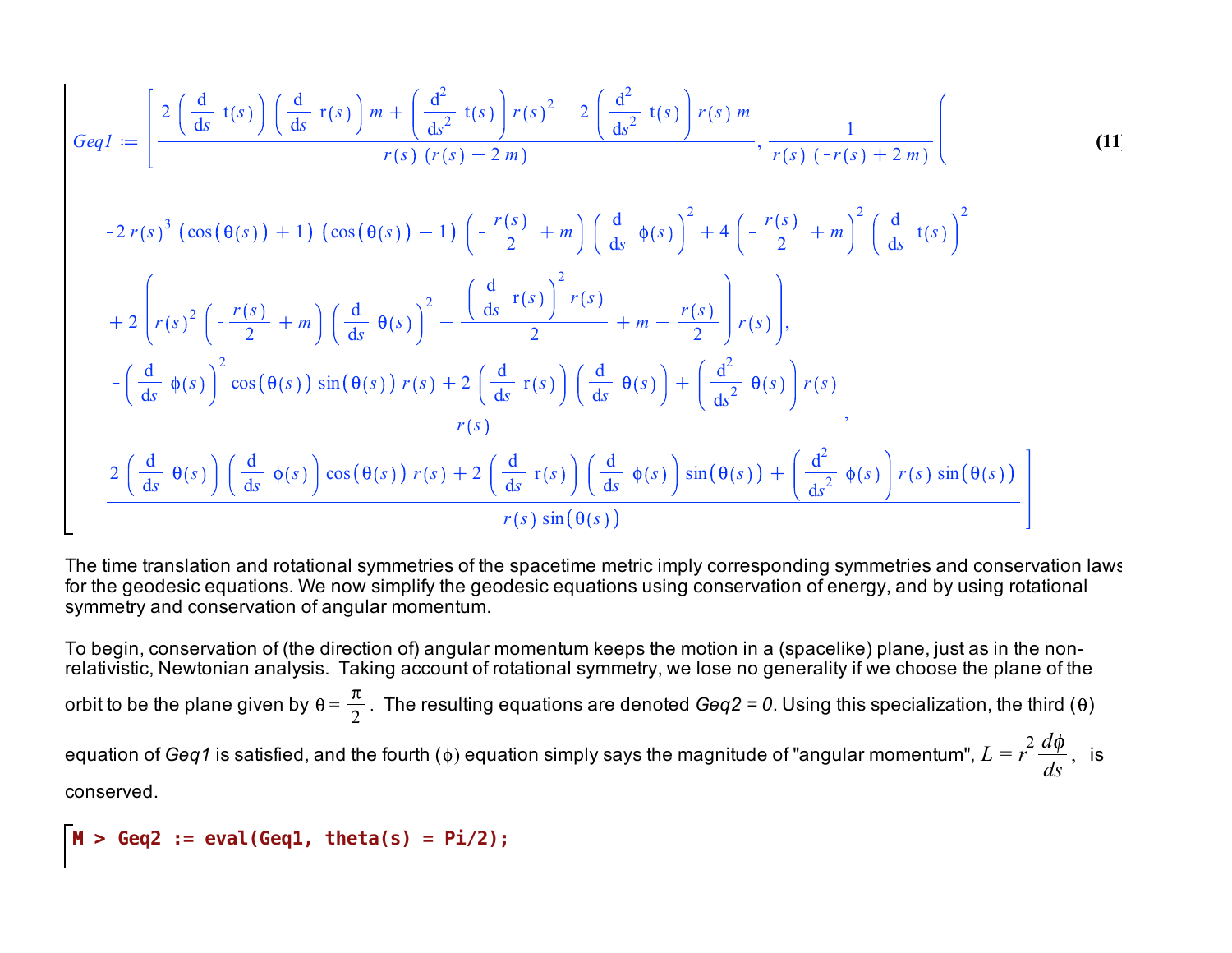$$Geq1 := \left[ \frac{2 \left(\frac{d}{ds}\, t(s)\right) \left(\frac{d}{ds}\, r(s)\right) m + \left(\frac{d^2}{ds^2}\, t(s)\right) r(s)^2 - 2 \left(\frac{d^2}{ds^2}\, t(s)\right) r(s)\, m}{r(s)\, (r(s) - 2\, m)}, \frac{1}{r(s)\, (-r(s) + 2\, m)} \Bigg( -2\, r(s)^3 \left(\cos(\theta(s)) + 1\right) \left(\cos(\theta(s)) - 1\right) \left(-\frac{r(s)}{2} + m\right) \left(\frac{d}{ds}\, \phi(s)\right)^2 + 4 \left(-\frac{r(s)}{2} + m\right)^2 \left(\frac{d}{ds}\, t(s)\right)^2 + 2 \left( r(s)^2 \left(-\frac{r(s)}{2} + m\right) \left(\frac{d}{ds}\, \theta(s)\right)^2 - \frac{\left(\frac{d}{ds}\, r(s)\right)^2 r(s)}{2} + m - \frac{r(s)}{2} \right) r(s) \Bigg), \frac{-\left(\frac{d}{ds}\, \phi(s)\right)^2 \cos(\theta(s)) \sin(\theta(s))\, r(s) + 2 \left(\frac{d}{ds}\, r(s)\right) \left(\frac{d}{ds}\, \theta(s)\right) + \left(\frac{d^2}{ds^2}\, \theta(s)\right) r(s)}{r(s)}, \frac{2 \left(\frac{d}{ds}\, \theta(s)\right) \left(\frac{d}{ds}\, \phi(s)\right) \cos(\theta(s))\, r(s) + 2 \left(\frac{d}{ds}\, r(s)\right) \left(\frac{d}{ds}\, \phi(s)\right) \sin(\theta(s)) + \left(\frac{d^2}{ds^2}\, \phi(s)\right) r(s) \sin(\theta(s))}{r(s) \sin(\theta(s))} \right] \quad (11)$$

The time translation and rotational symmetries of the spacetime metric imply corresponding symmetries and conservation laws for the geodesic equations. We now simplify the geodesic equations using conservation of energy, and by using rotational symmetry and conservation of angular momentum.

To begin, conservation of (the direction of) angular momentum keeps the motion in a (spacelike) plane, just as in the non-relativistic, Newtonian analysis. Taking account of rotational symmetry, we lose no generality if we choose the plane of the orbit to be the plane given by $\theta = \frac{\pi}{2}$. The resulting equations are denoted *Geq2 = 0*. Using this specialization, the third ($\theta$) equation of *Geq1* is satisfied, and the fourth ($\phi$) equation simply says the magnitude of "angular momentum", $L = r^2 \frac{d\phi}{ds}$, is conserved.

```
M > Geq2 := eval(Geq1, theta(s) = Pi/2);
```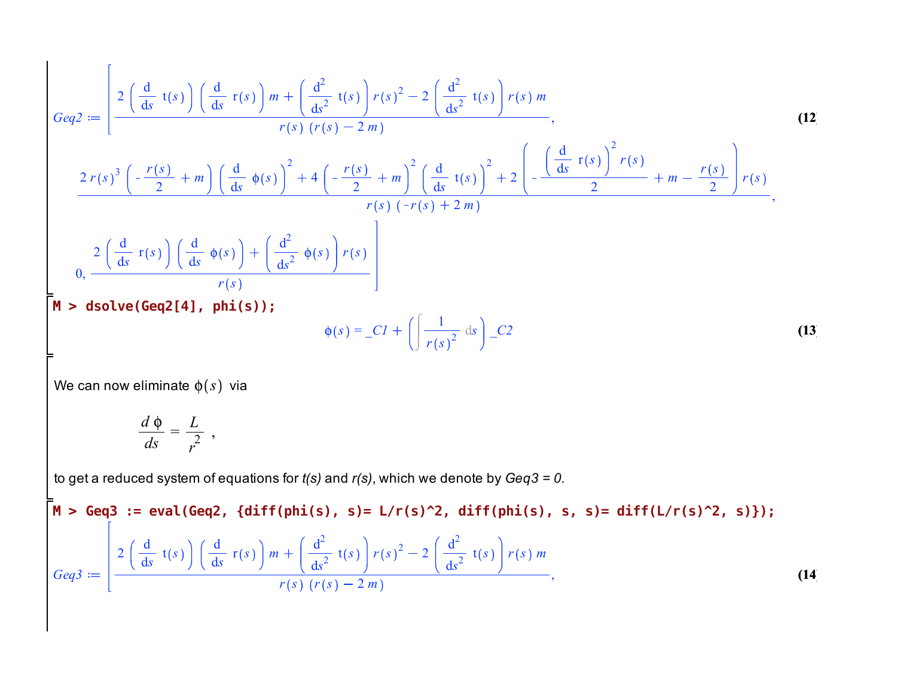$$Geq2 := \left[ \frac{2 \left(\frac{d}{ds}\, t(s)\right) \left(\frac{d}{ds}\, r(s)\right) m + \left(\frac{d^2}{ds^2}\, t(s)\right) r(s)^2 - 2 \left(\frac{d^2}{ds^2}\, t(s)\right) r(s)\, m}{r(s)\, (r(s) - 2\, m)}, \right. \tag{12}$$

$$\frac{2\, r(s)^3 \left(-\frac{r(s)}{2} + m\right) \left(\frac{d}{ds}\, \phi(s)\right)^2 + 4 \left(-\frac{r(s)}{2} + m\right)^2 \left(\frac{d}{ds}\, t(s)\right)^2 + 2 \left(-\frac{\left(\frac{d}{ds}\, r(s)\right)^2 r(s)}{2} + m - \frac{r(s)}{2}\right) r(s)}{r(s)\, (-r(s) + 2\, m)},$$

$$\left. 0, \frac{2 \left(\frac{d}{ds}\, r(s)\right) \left(\frac{d}{ds}\, \phi(s)\right) + \left(\frac{d^2}{ds^2}\, \phi(s)\right) r(s)}{r(s)} \right]$$

```
M > dsolve(Geq2[4], phi(s));
```

$$\phi(s) = \_C1 + \left(\int \frac{1}{r(s)^2}\, ds\right) \_C2 \tag{13}$$

We can now eliminate $\phi(s)$ via

$$\frac{d\,\phi}{ds} = \frac{L}{r^2}\ ,$$

to get a reduced system of equations for *t(s)* and *r(s)*, which we denote by *Geq3 = 0.*

```
M > Geq3 := eval(Geq2, {diff(phi(s), s)= L/r(s)^2, diff(phi(s), s, s)= diff(L/r(s)^2, s)});
```

$$Geq3 := \left[ \frac{2 \left(\frac{d}{ds}\, t(s)\right) \left(\frac{d}{ds}\, r(s)\right) m + \left(\frac{d^2}{ds^2}\, t(s)\right) r(s)^2 - 2 \left(\frac{d^2}{ds^2}\, t(s)\right) r(s)\, m}{r(s)\, (r(s) - 2\, m)}, \right. \tag{14}$$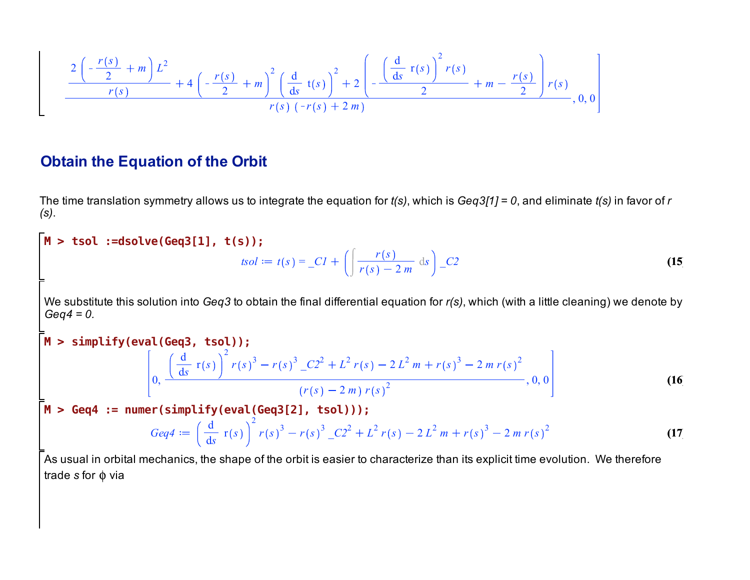$$\left[\frac{\dfrac{2\left(-\dfrac{r(s)}{2}+m\right)L^2}{r(s)}+4\left(-\dfrac{r(s)}{2}+m\right)^2\left(\dfrac{d}{ds}\,t(s)\right)^2+2\left(-\dfrac{\left(\dfrac{d}{ds}\,r(s)\right)^2 r(s)}{2}+m-\dfrac{r(s)}{2}\right)r(s)}{r(s)\,(-r(s)+2\,m)}, 0, 0\right]$$

## Obtain the Equation of the Orbit

The time translation symmetry allows us to integrate the equation for *t(s)*, which is *Geq3[1] = 0*, and eliminate *t(s)* in favor of *r(s)*.

```
M > tsol :=dsolve(Geq3[1], t(s));
```

$$tsol := t(s) = \_C1 + \left(\int \frac{r(s)}{r(s)-2\,m}\,ds\right)\_C2 \tag{15}$$

We substitute this solution into *Geq3* to obtain the final differential equation for *r(s)*, which (with a little cleaning) we denote by *Geq4 = 0.*

```
M > simplify(eval(Geq3, tsol));
```

$$\left[0, \frac{\left(\frac{d}{ds}\,r(s)\right)^2 r(s)^3 - r(s)^3\,\_C2^2 + L^2\,r(s) - 2\,L^2\,m + r(s)^3 - 2\,m\,r(s)^2}{(r(s)-2\,m)\,r(s)^2}, 0, 0\right] \tag{16}$$

```
M > Geq4 := numer(simplify(eval(Geq3[2], tsol)));
```

$$Geq4 := \left(\frac{d}{ds}\,r(s)\right)^2 r(s)^3 - r(s)^3\,\_C2^2 + L^2\,r(s) - 2\,L^2\,m + r(s)^3 - 2\,m\,r(s)^2 \tag{17}$$

As usual in orbital mechanics, the shape of the orbit is easier to characterize than its explicit time evolution. We therefore trade $s$ for $\phi$ via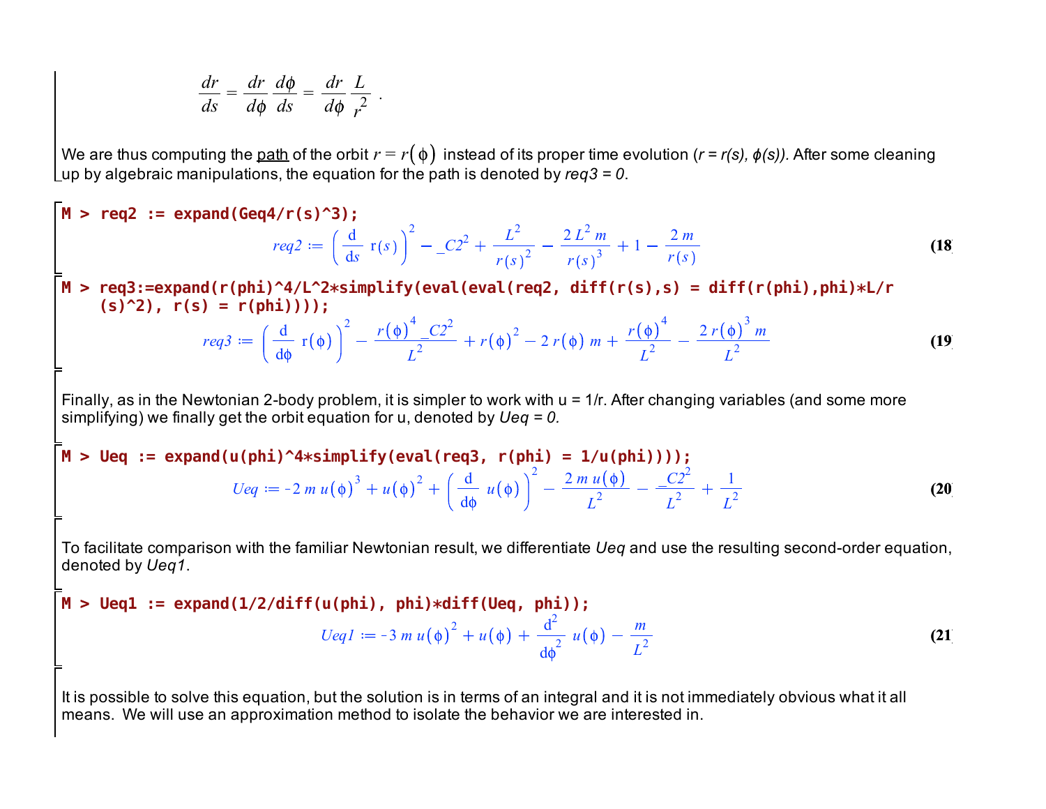$$\frac{dr}{ds} = \frac{dr}{d\phi}\frac{d\phi}{ds} = \frac{dr}{d\phi}\frac{L}{r^2} .$$

We are thus computing the path of the orbit $r = r(\phi)$ instead of its proper time evolution ($r = r(s)$, $\phi(s)$). After some cleaning up by algebraic manipulations, the equation for the path is denoted by *req3 = 0*.

```
M > req2 := expand(Geq4/r(s)^3);
```

$$req2 := \left(\frac{d}{ds} r(s)\right)^2 - \_C2^2 + \frac{L^2}{r(s)^2} - \frac{2 L^2 m}{r(s)^3} + 1 - \frac{2 m}{r(s)} \quad (18)$$

```
M > req3:=expand(r(phi)^4/L^2*simplify(eval(eval(req2, diff(r(s),s) = diff(r(phi),phi)*L/r
    (s)^2), r(s) = r(phi))));
```

$$req3 := \left(\frac{d}{d\phi} r(\phi)\right)^2 - \frac{r(\phi)^4 \_C2^2}{L^2} + r(\phi)^2 - 2 r(\phi) m + \frac{r(\phi)^4}{L^2} - \frac{2 r(\phi)^3 m}{L^2} \quad (19)$$

Finally, as in the Newtonian 2-body problem, it is simpler to work with u = 1/r. After changing variables (and some more simplifying) we finally get the orbit equation for u, denoted by *Ueq = 0.*

```
M > Ueq := expand(u(phi)^4*simplify(eval(req3, r(phi) = 1/u(phi))));
```

$$Ueq := -2 m u(\phi)^3 + u(\phi)^2 + \left(\frac{d}{d\phi} u(\phi)\right)^2 - \frac{2 m u(\phi)}{L^2} - \frac{\_C2^2}{L^2} + \frac{1}{L^2} \quad (20)$$

To facilitate comparison with the familiar Newtonian result, we differentiate *Ueq* and use the resulting second-order equation, denoted by *Ueq1*.

```
M > Ueq1 := expand(1/2/diff(u(phi), phi)*diff(Ueq, phi));
```

$$Ueq1 := -3 m u(\phi)^2 + u(\phi) + \frac{d^2}{d\phi^2} u(\phi) - \frac{m}{L^2} \quad (21)$$

It is possible to solve this equation, but the solution is in terms of an integral and it is not immediately obvious what it all means. We will use an approximation method to isolate the behavior we are interested in.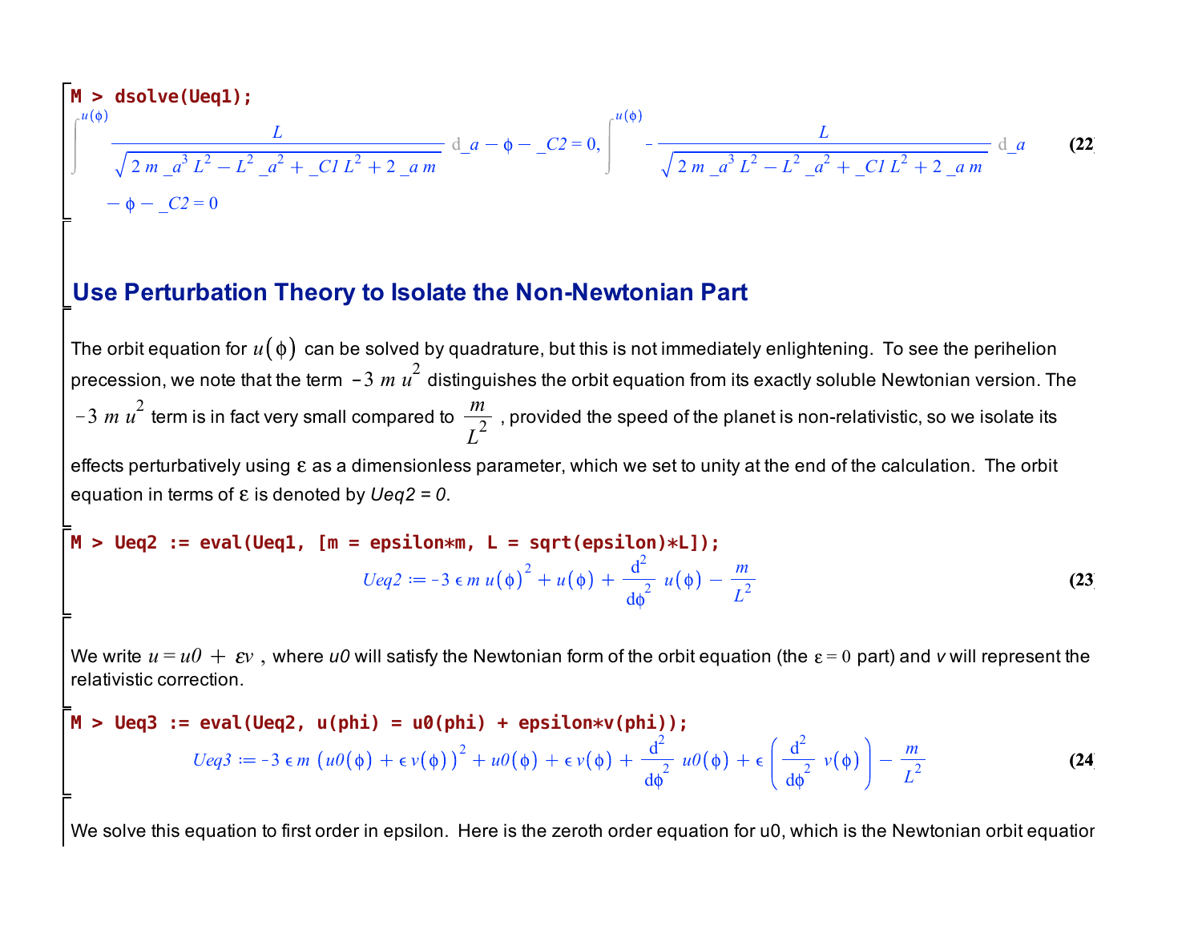```
M > dsolve(Ueq1);
```

$$\int^{u(\phi)} \frac{L}{\sqrt{2\, m\, \_a^3\, L^2 - L^2\, \_a^2 + \_C1\, L^2 + 2\, \_a\, m}}\, \mathrm{d}\_a - \phi - \_C2 = 0, \int^{u(\phi)} -\frac{L}{\sqrt{2\, m\, \_a^3\, L^2 - L^2\, \_a^2 + \_C1\, L^2 + 2\, \_a\, m}}\, \mathrm{d}\_a - \phi - \_C2 = 0 \quad (22)$$

## Use Perturbation Theory to Isolate the Non-Newtonian Part

The orbit equation for $u(\phi)$ can be solved by quadrature, but this is not immediately enlightening. To see the perihelion precession, we note that the term $-3\, m\, u^2$ distinguishes the orbit equation from its exactly soluble Newtonian version. The $-3\, m\, u^2$ term is in fact very small compared to $\frac{m}{L^2}$ , provided the speed of the planet is non-relativistic, so we isolate its effects perturbatively using ε as a dimensionless parameter, which we set to unity at the end of the calculation. The orbit equation in terms of ε is denoted by *Ueq2 = 0*.

```
M > Ueq2 := eval(Ueq1, [m = epsilon*m, L = sqrt(epsilon)*L]);
```

$$Ueq2 := -3\, \epsilon\, m\, u(\phi)^2 + u(\phi) + \frac{\mathrm{d}^2}{\mathrm{d}\phi^2}\, u(\phi) - \frac{m}{L^2} \quad (23)$$

We write $u = u0 + \epsilon v$ , where *u0* will satisfy the Newtonian form of the orbit equation (the $\epsilon = 0$ part) and *v* will represent the relativistic correction.

```
M > Ueq3 := eval(Ueq2, u(phi) = u0(phi) + epsilon*v(phi));
```

$$Ueq3 := -3\, \epsilon\, m\, \left(u0(\phi) + \epsilon\, v(\phi)\right)^2 + u0(\phi) + \epsilon\, v(\phi) + \frac{\mathrm{d}^2}{\mathrm{d}\phi^2}\, u0(\phi) + \epsilon \left(\frac{\mathrm{d}^2}{\mathrm{d}\phi^2}\, v(\phi)\right) - \frac{m}{L^2} \quad (24)$$

We solve this equation to first order in epsilon. Here is the zeroth order equation for u0, which is the Newtonian orbit equation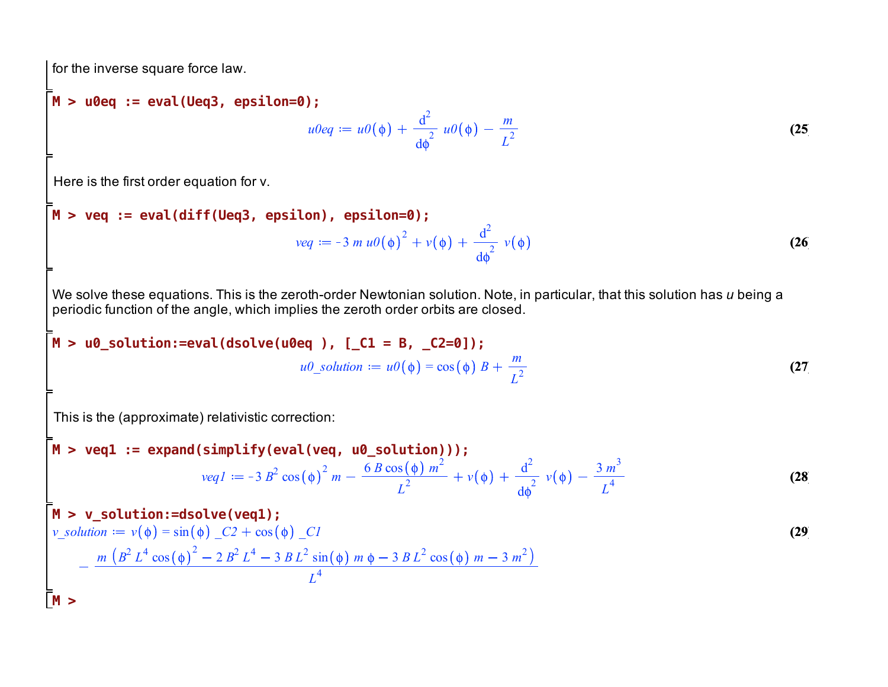for the inverse square force law.

```
M > u0eq := eval(Ueq3, epsilon=0);
```

$$u0eq := u0(\phi) + \frac{d^2}{d\phi^2}\, u0(\phi) - \frac{m}{L^2} \tag{25}$$

Here is the first order equation for v.

```
M > veq := eval(diff(Ueq3, epsilon), epsilon=0);
```

$$veq := -3\, m\, u0(\phi)^2 + v(\phi) + \frac{d^2}{d\phi^2}\, v(\phi) \tag{26}$$

We solve these equations. This is the zeroth-order Newtonian solution. Note, in particular, that this solution has *u* being a periodic function of the angle, which implies the zeroth order orbits are closed.

```
M > u0_solution:=eval(dsolve(u0eq ), [_C1 = B, _C2=0]);
```

$$u0\_solution := u0(\phi) = \cos(\phi)\, B + \frac{m}{L^2} \tag{27}$$

This is the (approximate) relativistic correction:

```
M > veq1 := expand(simplify(eval(veq, u0_solution)));
```

$$veq1 := -3\, B^2 \cos(\phi)^2\, m - \frac{6\, B \cos(\phi)\, m^2}{L^2} + v(\phi) + \frac{d^2}{d\phi^2}\, v(\phi) - \frac{3\, m^3}{L^4} \tag{28}$$

```
M > v_solution:=dsolve(veq1);
```

$$v\_solution := v(\phi) = \sin(\phi)\, \_C2 + \cos(\phi)\, \_C1 - \frac{m\left(B^2 L^4 \cos(\phi)^2 - 2\, B^2 L^4 - 3\, B\, L^2 \sin(\phi)\, m\, \phi - 3\, B\, L^2 \cos(\phi)\, m - 3\, m^2\right)}{L^4} \tag{29}$$

```
M >
```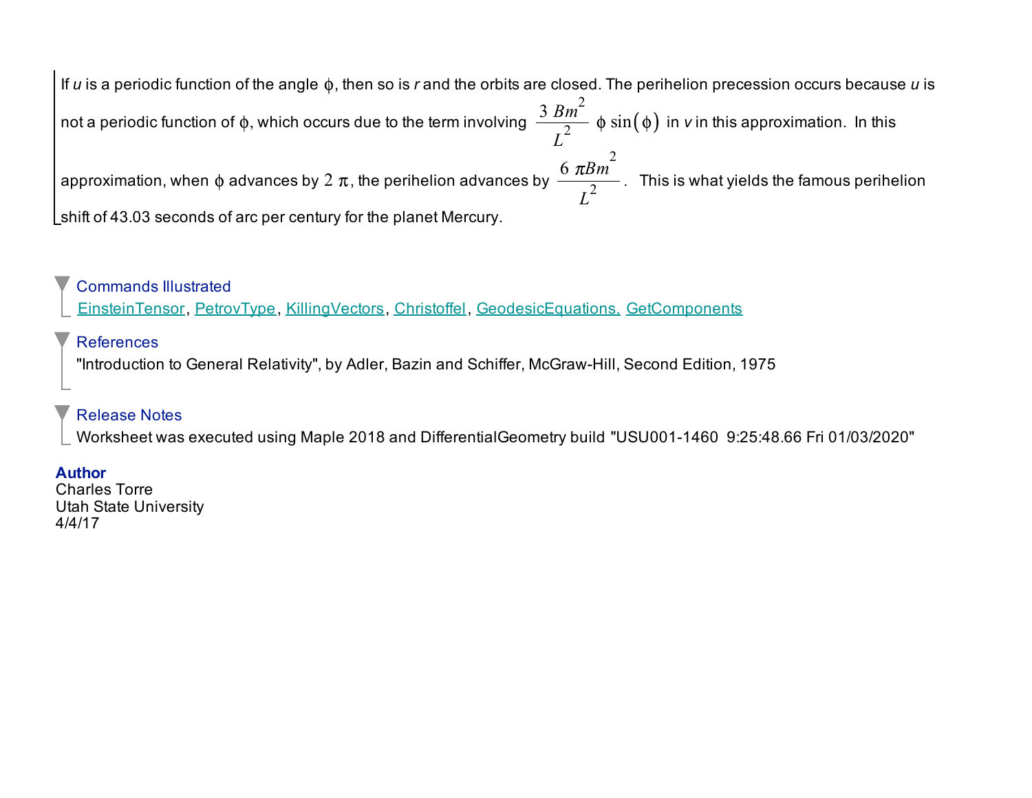If $u$ is a periodic function of the angle $\phi$, then so is $r$ and the orbits are closed. The perihelion precession occurs because $u$ is not a periodic function of $\phi$, which occurs due to the term involving $\frac{3\,Bm^2}{L^2}\,\phi\,\sin(\phi)$ in $v$ in this approximation. In this approximation, when $\phi$ advances by $2\,\pi$, the perihelion advances by $\frac{6\,\pi Bm^2}{L^2}$. This is what yields the famous perihelion shift of 43.03 seconds of arc per century for the planet Mercury.

## Commands Illustrated

EinsteinTensor, PetrovType, KillingVectors, Christoffel, GeodesicEquations, GetComponents

## References

"Introduction to General Relativity", by Adler, Bazin and Schiffer, McGraw-Hill, Second Edition, 1975

## Release Notes

Worksheet was executed using Maple 2018 and DifferentialGeometry build "USU001-1460 9:25:48.66 Fri 01/03/2020"

**Author**

Charles Torre
Utah State University
4/4/17